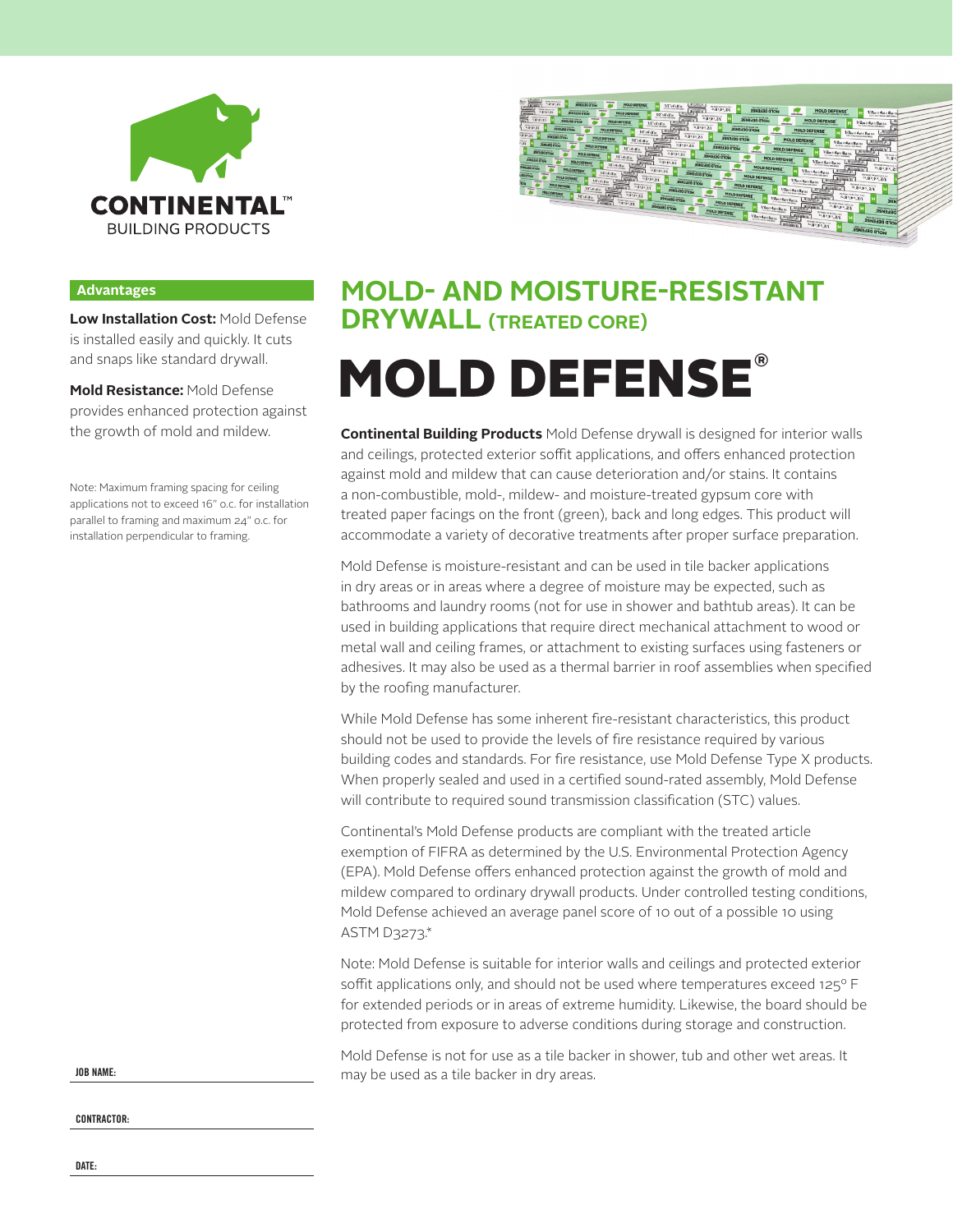CONTINENTAL™
BUILDING PRODUCTS

# MOLD- AND MOISTURE-RESISTANT DRYWALL (TREATED CORE)

# MOLD DEFENSE®

**Continental Building Products** Mold Defense drywall is designed for interior walls and ceilings, protected exterior soffit applications, and offers enhanced protection against mold and mildew that can cause deterioration and/or stains. It contains a non-combustible, mold-, mildew- and moisture-treated gypsum core with treated paper facings on the front (green), back and long edges. This product will accommodate a variety of decorative treatments after proper surface preparation.

Mold Defense is moisture-resistant and can be used in tile backer applications in dry areas or in areas where a degree of moisture may be expected, such as bathrooms and laundry rooms (not for use in shower and bathtub areas). It can be used in building applications that require direct mechanical attachment to wood or metal wall and ceiling frames, or attachment to existing surfaces using fasteners or adhesives. It may also be used as a thermal barrier in roof assemblies when specified by the roofing manufacturer.

While Mold Defense has some inherent fire-resistant characteristics, this product should not be used to provide the levels of fire resistance required by various building codes and standards. For fire resistance, use Mold Defense Type X products. When properly sealed and used in a certified sound-rated assembly, Mold Defense will contribute to required sound transmission classification (STC) values.

Continental's Mold Defense products are compliant with the treated article exemption of FIFRA as determined by the U.S. Environmental Protection Agency (EPA). Mold Defense offers enhanced protection against the growth of mold and mildew compared to ordinary drywall products. Under controlled testing conditions, Mold Defense achieved an average panel score of 10 out of a possible 10 using ASTM D3273.*

Note: Mold Defense is suitable for interior walls and ceilings and protected exterior soffit applications only, and should not be used where temperatures exceed 125° F for extended periods or in areas of extreme humidity. Likewise, the board should be protected from exposure to adverse conditions during storage and construction.

Mold Defense is not for use as a tile backer in shower, tub and other wet areas. It may be used as a tile backer in dry areas.

## Advantages

**Low Installation Cost:** Mold Defense is installed easily and quickly. It cuts and snaps like standard drywall.

**Mold Resistance:** Mold Defense provides enhanced protection against the growth of mold and mildew.

Note: Maximum framing spacing for ceiling applications not to exceed 16" o.c. for installation parallel to framing and maximum 24" o.c. for installation perpendicular to framing.

**JOB NAME:**

**CONTRACTOR:**

**DATE:**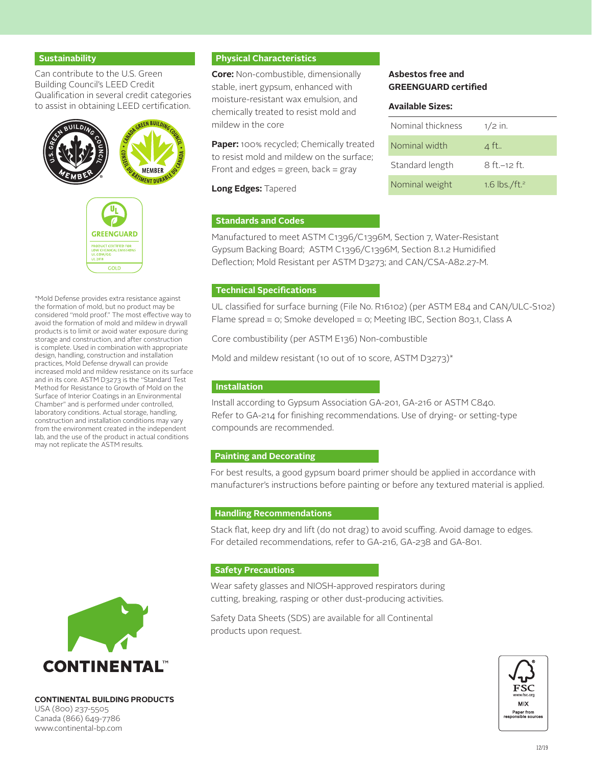## Sustainability

Can contribute to the U.S. Green Building Council's LEED Credit Qualification in several credit categories to assist in obtaining LEED certification.

*Mold Defense provides extra resistance against the formation of mold, but no product may be considered "mold proof." The most effective way to avoid the formation of mold and mildew in drywall products is to limit or avoid water exposure during storage and construction, and after construction is complete. Used in combination with appropriate design, handling, construction and installation practices, Mold Defense drywall can provide increased mold and mildew resistance on its surface and in its core. ASTM D3273 is the "Standard Test Method for Resistance to Growth of Mold on the Surface of Interior Coatings in an Environmental Chamber" and is performed under controlled, laboratory conditions. Actual storage, handling, construction and installation conditions may vary from the environment created in the independent lab, and the use of the product in actual conditions may not replicate the ASTM results.

## Physical Characteristics

**Core:** Non-combustible, dimensionally stable, inert gypsum, enhanced with moisture-resistant wax emulsion, and chemically treated to resist mold and mildew in the core

**Paper:** 100% recycled; Chemically treated to resist mold and mildew on the surface; Front and edges = green, back = gray

**Long Edges:** Tapered

**Asbestos free and GREENGUARD certified**

**Available Sizes:**

| | |
|---|---|
| Nominal thickness | 1/2 in. |
| Nominal width | 4 ft.. |
| Standard length | 8 ft.–12 ft. |
| Nominal weight | 1.6 lbs./ft.$^2$ |

## Standards and Codes

Manufactured to meet ASTM C1396/C1396M, Section 7, Water-Resistant Gypsum Backing Board; ASTM C1396/C1396M, Section 8.1.2 Humidified Deflection; Mold Resistant per ASTM D3273; and CAN/CSA-A82.27-M.

## Technical Specifications

UL classified for surface burning (File No. R16102) (per ASTM E84 and CAN/ULC-S102) Flame spread = 0; Smoke developed = 0; Meeting IBC, Section 803.1, Class A

Core combustibility (per ASTM E136) Non-combustible

Mold and mildew resistant (10 out of 10 score, ASTM D3273)*

## Installation

Install according to Gypsum Association GA-201, GA-216 or ASTM C840. Refer to GA-214 for finishing recommendations. Use of drying- or setting-type compounds are recommended.

## Painting and Decorating

For best results, a good gypsum board primer should be applied in accordance with manufacturer's instructions before painting or before any textured material is applied.

## Handling Recommendations

Stack flat, keep dry and lift (do not drag) to avoid scuffing. Avoid damage to edges. For detailed recommendations, refer to GA-216, GA-238 and GA-801.

## Safety Precautions

Wear safety glasses and NIOSH-approved respirators during cutting, breaking, rasping or other dust-producing activities.

Safety Data Sheets (SDS) are available for all Continental products upon request.

**CONTINENTAL BUILDING PRODUCTS**
USA (800) 237-5505
Canada (866) 649-7786
www.continental-bp.com

12/19